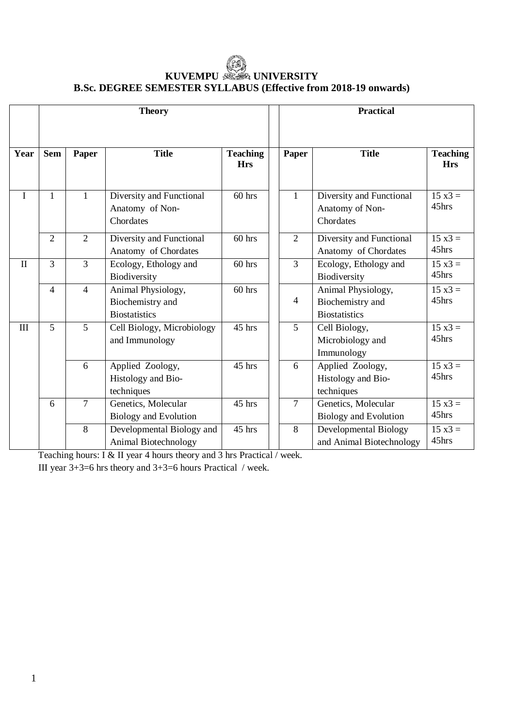# KUVEMPU UNIVERSITY

## B.Sc. DEGREE SEMESTER SYLLABUS (Effective from 2018-19 onwards)

| | Theory | | | | Practical | | |
|---|---|---|---|---|---|---|---|
| **Year** | **Sem** | **Paper** | **Title** | **Teaching Hrs** | **Paper** | **Title** | **Teaching Hrs** |
| I | 1 | 1 | Diversity and Functional Anatomy of Non-Chordates | 60 hrs | 1 | Diversity and Functional Anatomy of Non-Chordates | 15 x3 = 45hrs |
| | 2 | 2 | Diversity and Functional Anatomy of Chordates | 60 hrs | 2 | Diversity and Functional Anatomy of Chordates | 15 x3 = 45hrs |
| II | 3 | 3 | Ecology, Ethology and Biodiversity | 60 hrs | 3 | Ecology, Ethology and Biodiversity | 15 x3 = 45hrs |
| | 4 | 4 | Animal Physiology, Biochemistry and Biostatistics | 60 hrs | 4 | Animal Physiology, Biochemistry and Biostatistics | 15 x3 = 45hrs |
| III | 5 | 5 | Cell Biology, Microbiology and Immunology | 45 hrs | 5 | Cell Biology, Microbiology and Immunology | 15 x3 = 45hrs |
| | | 6 | Applied Zoology, Histology and Bio-techniques | 45 hrs | 6 | Applied Zoology, Histology and Bio-techniques | 15 x3 = 45hrs |
| | 6 | 7 | Genetics, Molecular Biology and Evolution | 45 hrs | 7 | Genetics, Molecular Biology and Evolution | 15 x3 = 45hrs |
| | | 8 | Developmental Biology and Animal Biotechnology | 45 hrs | 8 | Developmental Biology and Animal Biotechnology | 15 x3 = 45hrs |

Teaching hours: I & II year 4 hours theory and 3 hrs Practical / week.

III year 3+3=6 hrs theory and 3+3=6 hours Practical / week.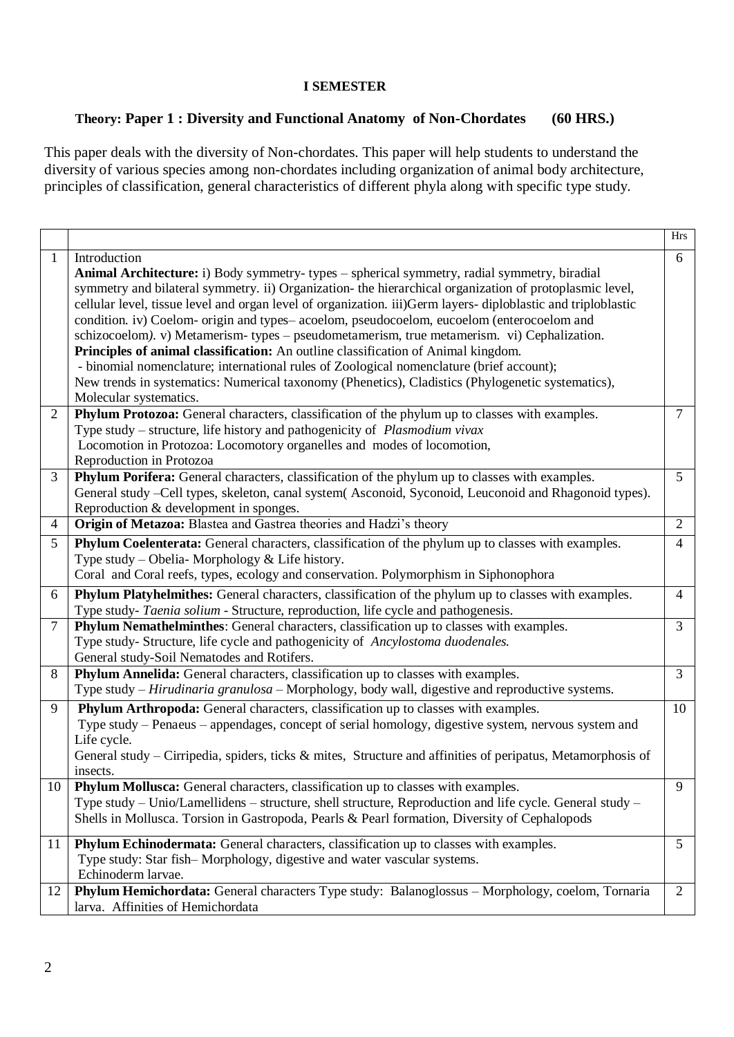**I SEMESTER**

**Theory: Paper 1 : Diversity and Functional Anatomy of Non-Chordates (60 HRS.)**

This paper deals with the diversity of Non-chordates. This paper will help students to understand the diversity of various species among non-chordates including organization of animal body architecture, principles of classification, general characteristics of different phyla along with specific type study.

| | | Hrs |
|---|---|---|
| 1 | Introduction<br>**Animal Architecture:** i) Body symmetry- types – spherical symmetry, radial symmetry, biradial symmetry and bilateral symmetry. ii) Organization- the hierarchical organization of protoplasmic level, cellular level, tissue level and organ level of organization. iii)Germ layers- diploblastic and triploblastic condition. iv) Coelom- origin and types– acoelom, pseudocoelom, eucoelom (enterocoelom and schizocoelom*)*. v) Metamerism- types – pseudometamerism, true metamerism. vi) Cephalization.<br>**Principles of animal classification:** An outline classification of Animal kingdom.<br>- binomial nomenclature; international rules of Zoological nomenclature (brief account);<br>New trends in systematics: Numerical taxonomy (Phenetics), Cladistics (Phylogenetic systematics), Molecular systematics. | 6 |
| 2 | **Phylum Protozoa:** General characters, classification of the phylum up to classes with examples.<br>Type study – structure, life history and pathogenicity of *Plasmodium vivax*<br>Locomotion in Protozoa: Locomotory organelles and modes of locomotion,<br>Reproduction in Protozoa | 7 |
| 3 | **Phylum Porifera:** General characters, classification of the phylum up to classes with examples.<br>General study –Cell types, skeleton, canal system( Asconoid, Syconoid, Leuconoid and Rhagonoid types).<br>Reproduction & development in sponges. | 5 |
| 4 | **Origin of Metazoa:** Blastea and Gastrea theories and Hadzi's theory | 2 |
| 5 | **Phylum Coelenterata:** General characters, classification of the phylum up to classes with examples.<br>Type study – Obelia- Morphology & Life history.<br>Coral and Coral reefs, types, ecology and conservation. Polymorphism in Siphonophora | 4 |
| 6 | **Phylum Platyhelmithes:** General characters, classification of the phylum up to classes with examples.<br>Type study- *Taenia solium* - Structure, reproduction, life cycle and pathogenesis. | 4 |
| 7 | **Phylum Nemathelminthes**: General characters, classification up to classes with examples.<br>Type study- Structure, life cycle and pathogenicity of *Ancylostoma duodenales.*<br>General study-Soil Nematodes and Rotifers. | 3 |
| 8 | **Phylum Annelida:** General characters, classification up to classes with examples.<br>Type study – *Hirudinaria granulosa* – Morphology, body wall, digestive and reproductive systems. | 3 |
| 9 | **Phylum Arthropoda:** General characters, classification up to classes with examples.<br>Type study – Penaeus – appendages, concept of serial homology, digestive system, nervous system and Life cycle.<br>General study – Cirripedia, spiders, ticks & mites, Structure and affinities of peripatus, Metamorphosis of insects. | 10 |
| 10 | **Phylum Mollusca:** General characters, classification up to classes with examples.<br>Type study – Unio/Lamellidens – structure, shell structure, Reproduction and life cycle. General study – Shells in Mollusca. Torsion in Gastropoda, Pearls & Pearl formation, Diversity of Cephalopods | 9 |
| 11 | **Phylum Echinodermata:** General characters, classification up to classes with examples.<br>Type study: Star fish– Morphology, digestive and water vascular systems.<br>Echinoderm larvae. | 5 |
| 12 | **Phylum Hemichordata:** General characters Type study: Balanoglossus – Morphology, coelom, Tornaria larva. Affinities of Hemichordata | 2 |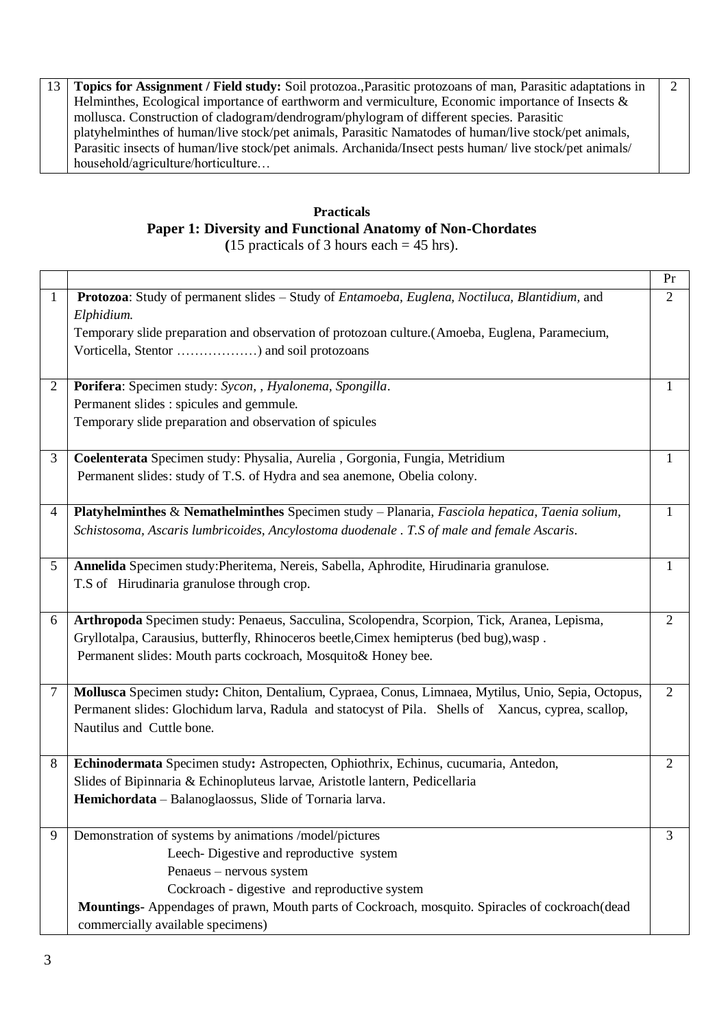| 13 | **Topics for Assignment / Field study:** Soil protozoa.,Parasitic protozoans of man, Parasitic adaptations in Helminthes, Ecological importance of earthworm and vermiculture, Economic importance of Insects & mollusca. Construction of cladogram/dendrogram/phylogram of different species. Parasitic platyhelminthes of human/live stock/pet animals, Parasitic Namatodes of human/live stock/pet animals, Parasitic insects of human/live stock/pet animals. Archanida/Insect pests human/ live stock/pet animals/ household/agriculture/horticulture… | 2 |
|---|---|---|

## Practicals

## Paper 1: Diversity and Functional Anatomy of Non-Chordates

(15 practicals of 3 hours each = 45 hrs).

| | | Pr |
|---|---|---|
| 1 | **Protozoa**: Study of permanent slides – Study of *Entamoeba, Euglena, Noctiluca, Blantidium,* and *Elphidium.*<br>Temporary slide preparation and observation of protozoan culture.(Amoeba, Euglena, Paramecium, Vorticella, Stentor ………………) and soil protozoans | 2 |
| 2 | **Porifera**: Specimen study: *Sycon, , Hyalonema, Spongilla*.<br>Permanent slides : spicules and gemmule.<br>Temporary slide preparation and observation of spicules | 1 |
| 3 | **Coelenterata** Specimen study: Physalia, Aurelia , Gorgonia, Fungia, Metridium<br>Permanent slides: study of T.S. of Hydra and sea anemone, Obelia colony. | 1 |
| 4 | **Platyhelminthes** & **Nemathelminthes** Specimen study – Planaria, *Fasciola hepatica, Taenia solium, Schistosoma, Ascaris lumbricoides, Ancylostoma duodenale . T.S of male and female Ascaris*. | 1 |
| 5 | **Annelida** Specimen study:Pheritema, Nereis, Sabella, Aphrodite, Hirudinaria granulose.<br>T.S of Hirudinaria granulose through crop. | 1 |
| 6 | **Arthropoda** Specimen study: Penaeus, Sacculina, Scolopendra, Scorpion, Tick, Aranea, Lepisma, Gryllotalpa, Carausius, butterfly, Rhinoceros beetle,Cimex hemipterus (bed bug),wasp .<br>Permanent slides: Mouth parts cockroach, Mosquito& Honey bee. | 2 |
| 7 | **Mollusca** Specimen study**:** Chiton, Dentalium, Cypraea, Conus, Limnaea, Mytilus, Unio, Sepia, Octopus, Permanent slides: Glochidum larva, Radula and statocyst of Pila. Shells of Xancus, cyprea, scallop, Nautilus and Cuttle bone. | 2 |
| 8 | **Echinodermata** Specimen study**:** Astropecten, Ophiothrix, Echinus, cucumaria, Antedon,<br>Slides of Bipinnaria & Echinopluteus larvae, Aristotle lantern, Pedicellaria<br>**Hemichordata** – Balanoglaossus, Slide of Tornaria larva. | 2 |
| 9 | Demonstration of systems by animations /model/pictures<br>Leech- Digestive and reproductive system<br>Penaeus – nervous system<br>Cockroach - digestive and reproductive system<br>**Mountings**- Appendages of prawn, Mouth parts of Cockroach, mosquito. Spiracles of cockroach(dead commercially available specimens) | 3 |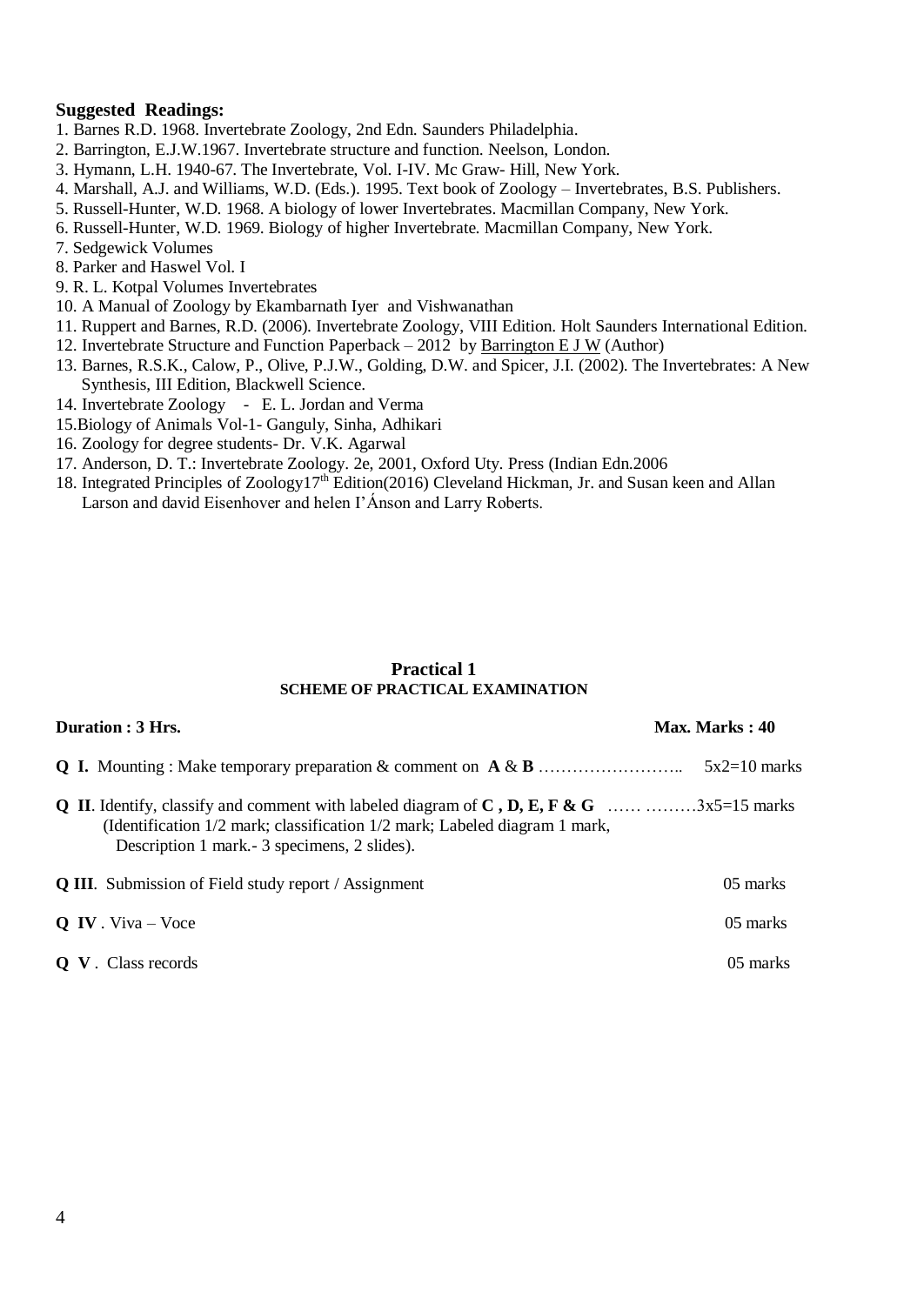**Suggested Readings:**

1. Barnes R.D. 1968. Invertebrate Zoology, 2nd Edn. Saunders Philadelphia.
2. Barrington, E.J.W.1967. Invertebrate structure and function. Neelson, London.
3. Hymann, L.H. 1940-67. The Invertebrate, Vol. I-IV. Mc Graw- Hill, New York.
4. Marshall, A.J. and Williams, W.D. (Eds.). 1995. Text book of Zoology – Invertebrates, B.S. Publishers.
5. Russell-Hunter, W.D. 1968. A biology of lower Invertebrates. Macmillan Company, New York.
6. Russell-Hunter, W.D. 1969. Biology of higher Invertebrate. Macmillan Company, New York.
7. Sedgewick Volumes
8. Parker and Haswel Vol. I
9. R. L. Kotpal Volumes Invertebrates
10. A Manual of Zoology by Ekambarnath Iyer and Vishwanathan
11. Ruppert and Barnes, R.D. (2006). Invertebrate Zoology, VIII Edition. Holt Saunders International Edition.
12. Invertebrate Structure and Function Paperback – 2012 by Barrington E J W (Author)
13. Barnes, R.S.K., Calow, P., Olive, P.J.W., Golding, D.W. and Spicer, J.I. (2002). The Invertebrates: A New Synthesis, III Edition, Blackwell Science.
14. Invertebrate Zoology - E. L. Jordan and Verma
15. Biology of Animals Vol-1- Ganguly, Sinha, Adhikari
16. Zoology for degree students- Dr. V.K. Agarwal
17. Anderson, D. T.: Invertebrate Zoology. 2e, 2001, Oxford Uty. Press (Indian Edn.2006
18. Integrated Principles of Zoology17th Edition(2016) Cleveland Hickman, Jr. and Susan keen and Allan Larson and david Eisenhover and helen I'Ánson and Larry Roberts.

## Practical 1

### SCHEME OF PRACTICAL EXAMINATION

**Duration : 3 Hrs.** **Max. Marks : 40**

**Q I.** Mounting : Make temporary preparation & comment on **A** & **B** …………………….. 5x2=10 marks

**Q II**. Identify, classify and comment with labeled diagram of **C , D, E, F & G** …… ………3x5=15 marks
(Identification 1/2 mark; classification 1/2 mark; Labeled diagram 1 mark, Description 1 mark.- 3 specimens, 2 slides).

**Q III**. Submission of Field study report / Assignment 05 marks

**Q IV** . Viva – Voce 05 marks

**Q V** . Class records 05 marks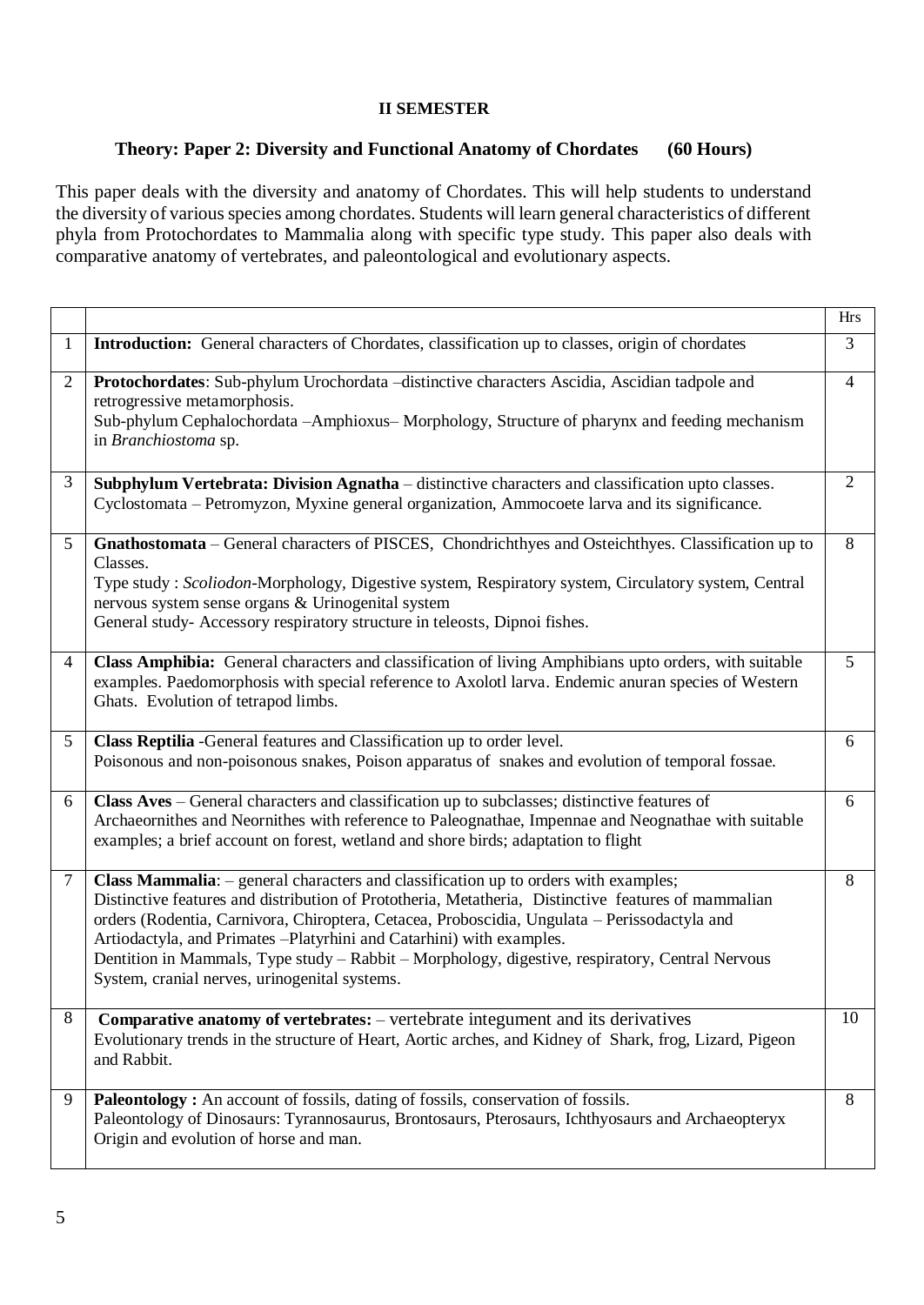**II SEMESTER**

**Theory: Paper 2: Diversity and Functional Anatomy of Chordates (60 Hours)**

This paper deals with the diversity and anatomy of Chordates. This will help students to understand the diversity of various species among chordates. Students will learn general characteristics of different phyla from Protochordates to Mammalia along with specific type study. This paper also deals with comparative anatomy of vertebrates, and paleontological and evolutionary aspects.

| | | Hrs |
|---|---|---|
| 1 | **Introduction:** General characters of Chordates, classification up to classes, origin of chordates | 3 |
| 2 | **Protochordates**: Sub-phylum Urochordata –distinctive characters Ascidia, Ascidian tadpole and retrogressive metamorphosis.<br>Sub-phylum Cephalochordata –Amphioxus– Morphology, Structure of pharynx and feeding mechanism in *Branchiostoma* sp. | 4 |
| 3 | **Subphylum Vertebrata: Division Agnatha** – distinctive characters and classification upto classes. Cyclostomata – Petromyzon, Myxine general organization, Ammocoete larva and its significance. | 2 |
| 5 | **Gnathostomata** – General characters of PISCES, Chondrichthyes and Osteichthyes. Classification up to Classes.<br>Type study : *Scoliodon*-Morphology, Digestive system, Respiratory system, Circulatory system, Central nervous system sense organs & Urinogenital system<br>General study- Accessory respiratory structure in teleosts, Dipnoi fishes. | 8 |
| 4 | **Class Amphibia:** General characters and classification of living Amphibians upto orders, with suitable examples. Paedomorphosis with special reference to Axolotl larva. Endemic anuran species of Western Ghats. Evolution of tetrapod limbs. | 5 |
| 5 | **Class Reptilia** -General features and Classification up to order level.<br>Poisonous and non-poisonous snakes, Poison apparatus of snakes and evolution of temporal fossae. | 6 |
| 6 | **Class Aves** – General characters and classification up to subclasses; distinctive features of Archaeornithes and Neornithes with reference to Paleognathae, Impennae and Neognathae with suitable examples; a brief account on forest, wetland and shore birds; adaptation to flight | 6 |
| 7 | **Class Mammalia**: – general characters and classification up to orders with examples;<br>Distinctive features and distribution of Prototheria, Metatheria, Distinctive features of mammalian orders (Rodentia, Carnivora, Chiroptera, Cetacea, Proboscidia, Ungulata – Perissodactyla and Artiodactyla, and Primates –Platyrhini and Catarhini) with examples.<br>Dentition in Mammals, Type study – Rabbit – Morphology, digestive, respiratory, Central Nervous System, cranial nerves, urinogenital systems. | 8 |
| 8 | **Comparative anatomy of vertebrates:** – vertebrate integument and its derivatives<br>Evolutionary trends in the structure of Heart, Aortic arches, and Kidney of Shark, frog, Lizard, Pigeon and Rabbit. | 10 |
| 9 | **Paleontology :** An account of fossils, dating of fossils, conservation of fossils.<br>Paleontology of Dinosaurs: Tyrannosaurus, Brontosaurs, Pterosaurs, Ichthyosaurs and Archaeopteryx<br>Origin and evolution of horse and man. | 8 |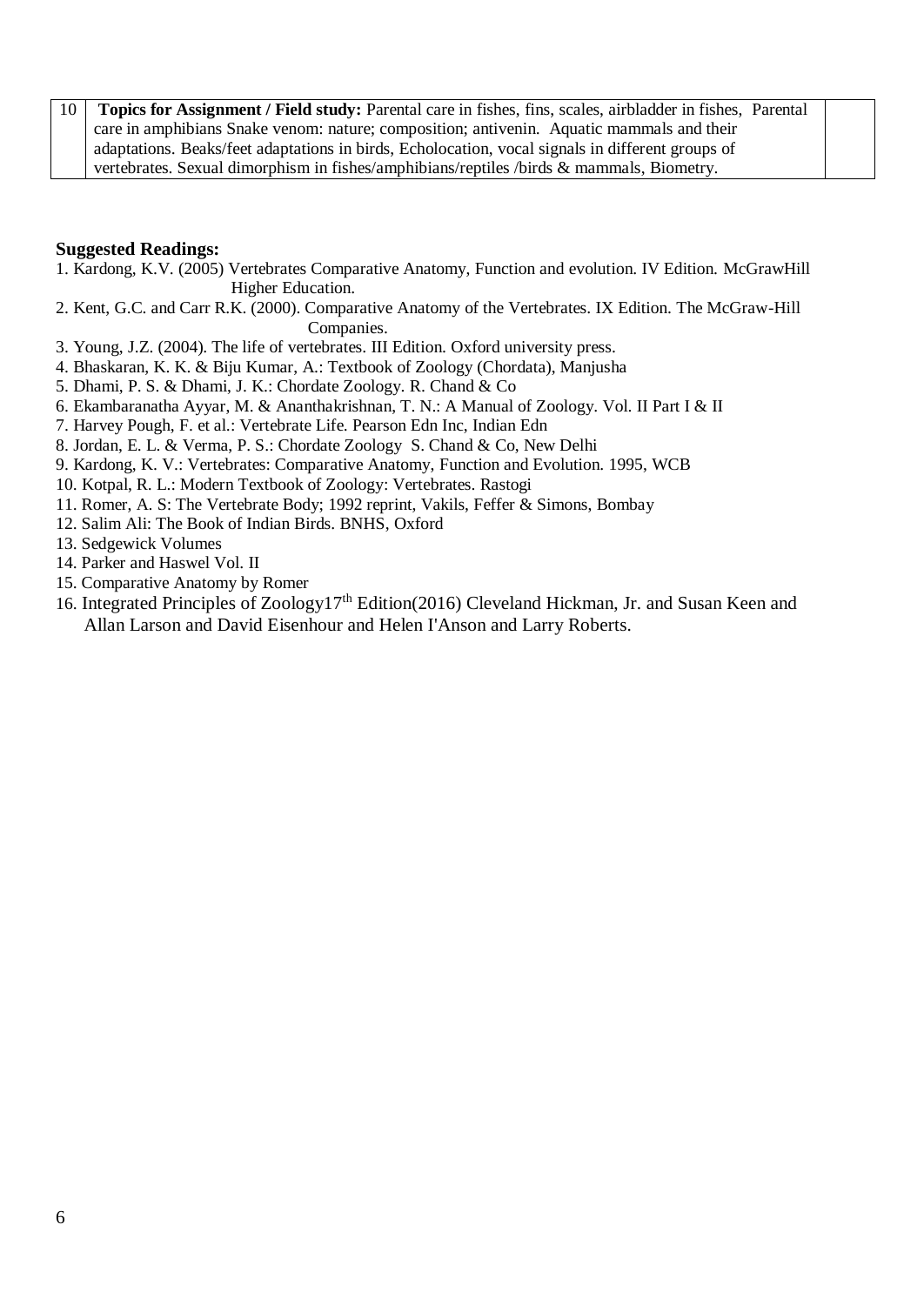| 10 | **Topics for Assignment / Field study:** Parental care in fishes, fins, scales, airbladder in fishes, Parental care in amphibians Snake venom: nature; composition; antivenin. Aquatic mammals and their adaptations. Beaks/feet adaptations in birds, Echolocation, vocal signals in different groups of vertebrates. Sexual dimorphism in fishes/amphibians/reptiles /birds & mammals, Biometry. | |
|---|---|---|

**Suggested Readings:**

1. Kardong, K.V. (2005) Vertebrates Comparative Anatomy, Function and evolution. IV Edition. McGrawHill Higher Education.
2. Kent, G.C. and Carr R.K. (2000). Comparative Anatomy of the Vertebrates. IX Edition. The McGraw-Hill Companies.
3. Young, J.Z. (2004). The life of vertebrates. III Edition. Oxford university press.
4. Bhaskaran, K. K. & Biju Kumar, A.: Textbook of Zoology (Chordata), Manjusha
5. Dhami, P. S. & Dhami, J. K.: Chordate Zoology. R. Chand & Co
6. Ekambaranatha Ayyar, M. & Ananthakrishnan, T. N.: A Manual of Zoology. Vol. II Part I & II
7. Harvey Pough, F. et al.: Vertebrate Life. Pearson Edn Inc, Indian Edn
8. Jordan, E. L. & Verma, P. S.: Chordate Zoology S. Chand & Co, New Delhi
9. Kardong, K. V.: Vertebrates: Comparative Anatomy, Function and Evolution. 1995, WCB
10. Kotpal, R. L.: Modern Textbook of Zoology: Vertebrates. Rastogi
11. Romer, A. S: The Vertebrate Body; 1992 reprint, Vakils, Feffer & Simons, Bombay
12. Salim Ali: The Book of Indian Birds. BNHS, Oxford
13. Sedgewick Volumes
14. Parker and Haswel Vol. II
15. Comparative Anatomy by Romer
16. Integrated Principles of Zoology17th Edition(2016) Cleveland Hickman, Jr. and Susan Keen and Allan Larson and David Eisenhour and Helen I'Anson and Larry Roberts.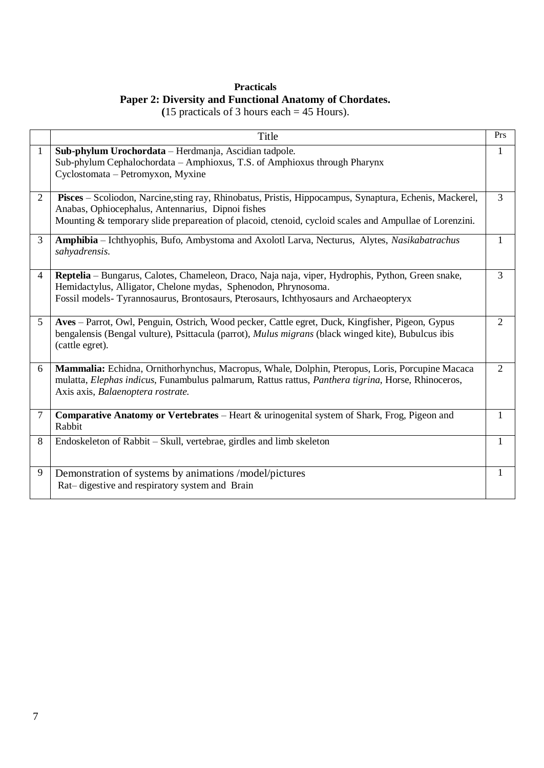**Practicals**

**Paper 2: Diversity and Functional Anatomy of Chordates.**

**(**15 practicals of 3 hours each = 45 Hours).

| | Title | Prs |
|---|---|---|
| 1 | **Sub-phylum Urochordata** – Herdmanja, Ascidian tadpole.<br>Sub-phylum Cephalochordata – Amphioxus, T.S. of Amphioxus through Pharynx<br>Cyclostomata – Petromyxon, Myxine | 1 |
| 2 | **Pisces** – Scoliodon, Narcine,sting ray, Rhinobatus, Pristis, Hippocampus, Synaptura, Echenis, Mackerel, Anabas, Ophiocephalus, Antennarius, Dipnoi fishes<br>Mounting & temporary slide prepareation of placoid, ctenoid, cycloid scales and Ampullae of Lorenzini. | 3 |
| 3 | **Amphibia** – Ichthyophis, Bufo, Ambystoma and Axolotl Larva, Necturus, Alytes, *Nasikabatrachus sahyadrensis.* | 1 |
| 4 | **Reptelia** – Bungarus, Calotes, Chameleon, Draco, Naja naja, viper, Hydrophis, Python, Green snake, Hemidactylus, Alligator, Chelone mydas, Sphenodon, Phrynosoma.<br>Fossil models- Tyrannosaurus, Brontosaurs, Pterosaurs, Ichthyosaurs and Archaeopteryx | 3 |
| 5 | **Aves** – Parrot, Owl, Penguin, Ostrich, Wood pecker, Cattle egret, Duck, Kingfisher, Pigeon, Gypus bengalensis (Bengal vulture), Psittacula (parrot), *Mulus migrans* (black winged kite), Bubulcus ibis (cattle egret). | 2 |
| 6 | **Mammalia:** Echidna, Ornithorhynchus, Macropus, Whale, Dolphin, Pteropus, Loris, Porcupine Macaca mulatta, *Elephas indicus*, Funambulus palmarum, Rattus rattus, *Panthera tigrina*, Horse, Rhinoceros, Axis axis, *Balaenoptera rostrate.* | 2 |
| 7 | **Comparative Anatomy or Vertebrates** – Heart & urinogenital system of Shark, Frog, Pigeon and Rabbit | 1 |
| 8 | Endoskeleton of Rabbit – Skull, vertebrae, girdles and limb skeleton | 1 |
| 9 | Demonstration of systems by animations /model/pictures<br>Rat– digestive and respiratory system and Brain | 1 |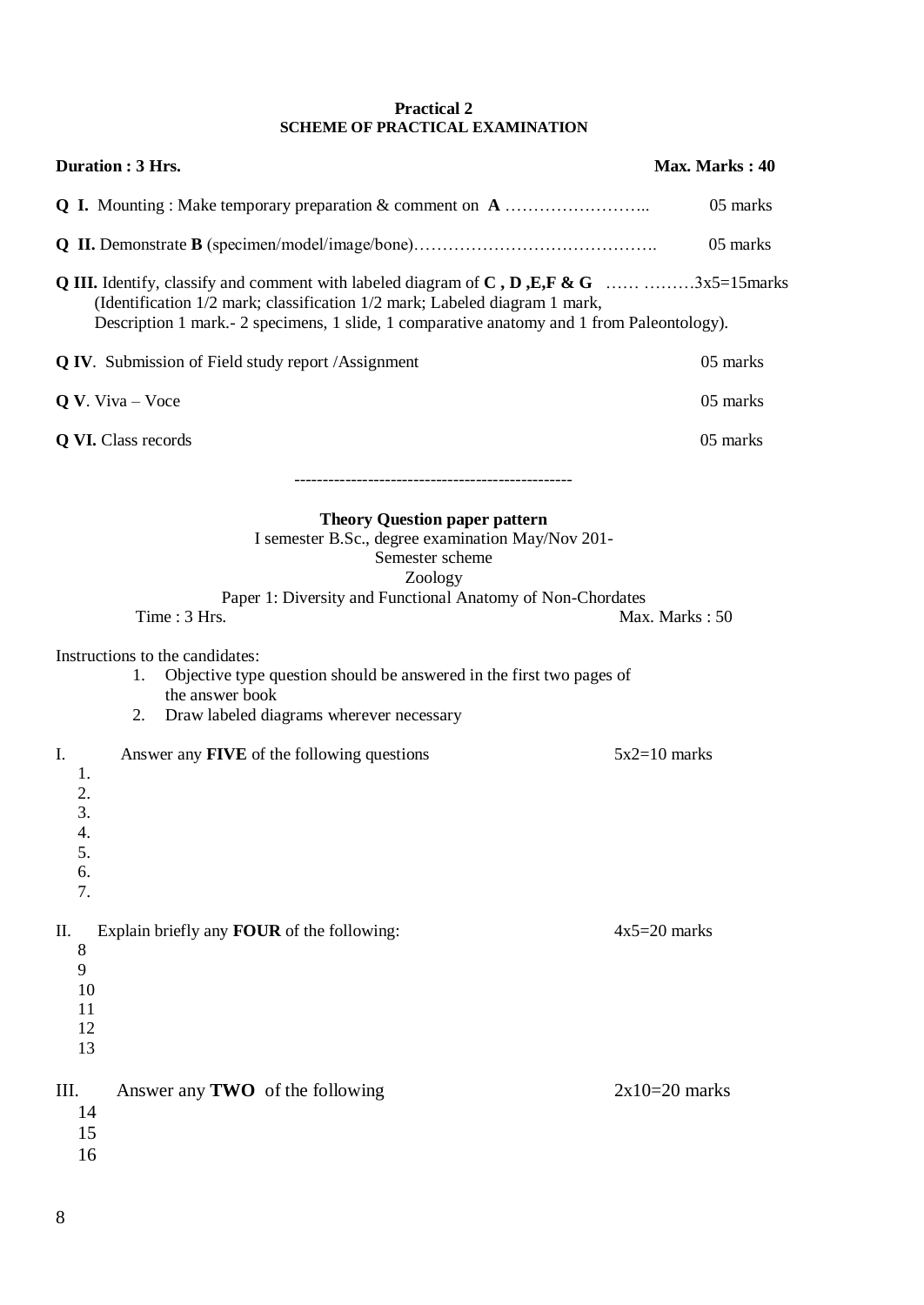**Practical 2**
**SCHEME OF PRACTICAL EXAMINATION**

**Duration : 3 Hrs.** **Max. Marks : 40**

**Q I.** Mounting : Make temporary preparation & comment on **A** …………………….. 05 marks

**Q II.** Demonstrate **B** (specimen/model/image/bone)……………………………………. 05 marks

**Q III.** Identify, classify and comment with labeled diagram of **C , D ,E,F & G** …… ………3x5=15marks
(Identification 1/2 mark; classification 1/2 mark; Labeled diagram 1 mark,
Description 1 mark.- 2 specimens, 1 slide, 1 comparative anatomy and 1 from Paleontology).

**Q IV**. Submission of Field study report /Assignment 05 marks

**Q V**. Viva – Voce 05 marks

**Q VI.** Class records 05 marks

-------------------------------------------------

**Theory Question paper pattern**

I semester B.Sc., degree examination May/Nov 201-
Semester scheme
Zoology
Paper 1: Diversity and Functional Anatomy of Non-Chordates

Time : 3 Hrs. Max. Marks : 50

Instructions to the candidates:

1. Objective type question should be answered in the first two pages of the answer book
2. Draw labeled diagrams wherever necessary

I. Answer any **FIVE** of the following questions 5x2=10 marks

1.
2.
3.
4.
5.
6.
7.

II. Explain briefly any **FOUR** of the following: 4x5=20 marks

8
9
10
11
12
13

III. Answer any **TWO** of the following 2x10=20 marks

14
15
16